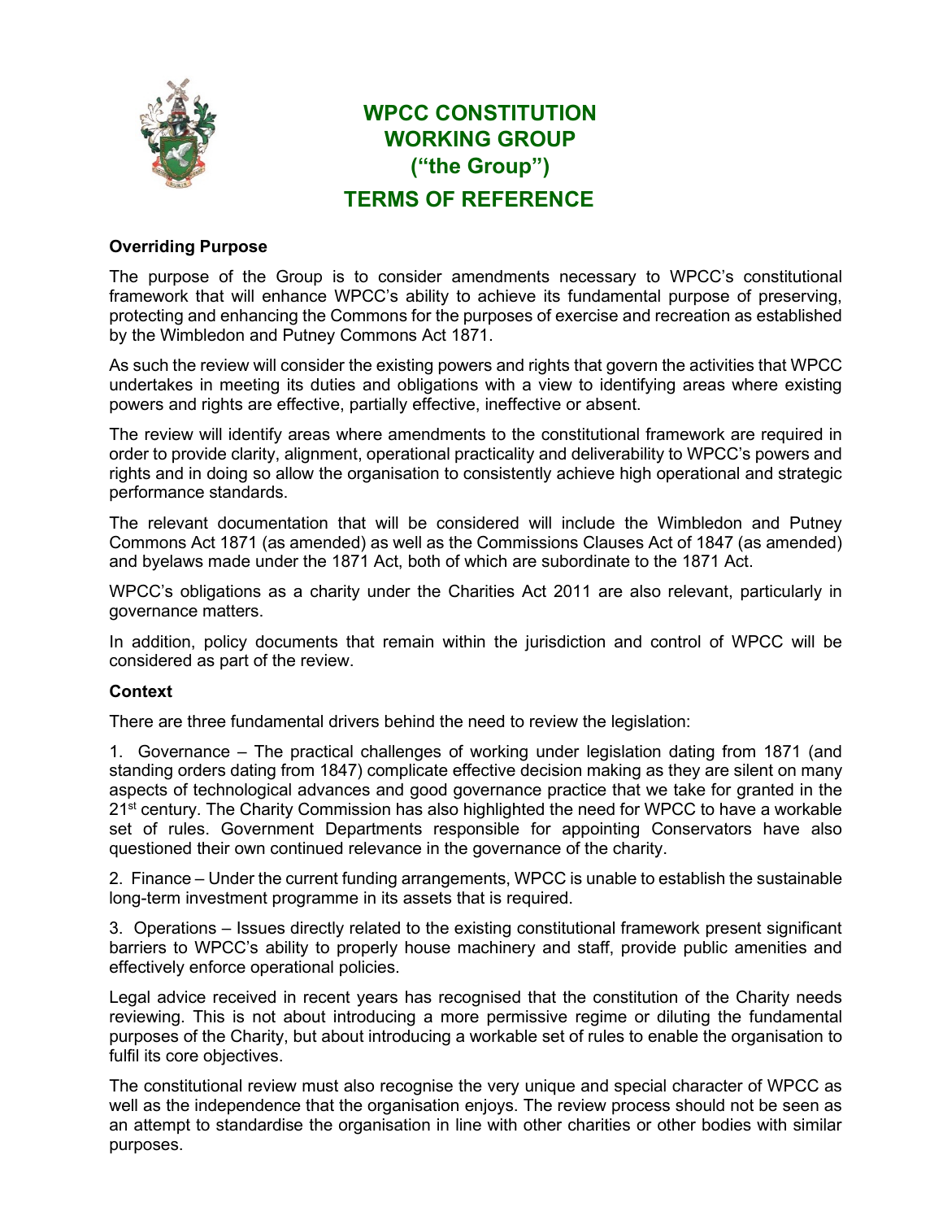# WPCC CONSTITUTION WORKING GROUP ("the Group")

## TERMS OF REFERENCE

**Overriding Purpose**

The purpose of the Group is to consider amendments necessary to WPCC's constitutional framework that will enhance WPCC's ability to achieve its fundamental purpose of preserving, protecting and enhancing the Commons for the purposes of exercise and recreation as established by the Wimbledon and Putney Commons Act 1871.

As such the review will consider the existing powers and rights that govern the activities that WPCC undertakes in meeting its duties and obligations with a view to identifying areas where existing powers and rights are effective, partially effective, ineffective or absent.

The review will identify areas where amendments to the constitutional framework are required in order to provide clarity, alignment, operational practicality and deliverability to WPCC's powers and rights and in doing so allow the organisation to consistently achieve high operational and strategic performance standards.

The relevant documentation that will be considered will include the Wimbledon and Putney Commons Act 1871 (as amended) as well as the Commissions Clauses Act of 1847 (as amended) and byelaws made under the 1871 Act, both of which are subordinate to the 1871 Act.

WPCC's obligations as a charity under the Charities Act 2011 are also relevant, particularly in governance matters.

In addition, policy documents that remain within the jurisdiction and control of WPCC will be considered as part of the review.

**Context**

There are three fundamental drivers behind the need to review the legislation:

1. Governance – The practical challenges of working under legislation dating from 1871 (and standing orders dating from 1847) complicate effective decision making as they are silent on many aspects of technological advances and good governance practice that we take for granted in the 21st century. The Charity Commission has also highlighted the need for WPCC to have a workable set of rules. Government Departments responsible for appointing Conservators have also questioned their own continued relevance in the governance of the charity.

2. Finance – Under the current funding arrangements, WPCC is unable to establish the sustainable long-term investment programme in its assets that is required.

3. Operations – Issues directly related to the existing constitutional framework present significant barriers to WPCC's ability to properly house machinery and staff, provide public amenities and effectively enforce operational policies.

Legal advice received in recent years has recognised that the constitution of the Charity needs reviewing. This is not about introducing a more permissive regime or diluting the fundamental purposes of the Charity, but about introducing a workable set of rules to enable the organisation to fulfil its core objectives.

The constitutional review must also recognise the very unique and special character of WPCC as well as the independence that the organisation enjoys. The review process should not be seen as an attempt to standardise the organisation in line with other charities or other bodies with similar purposes.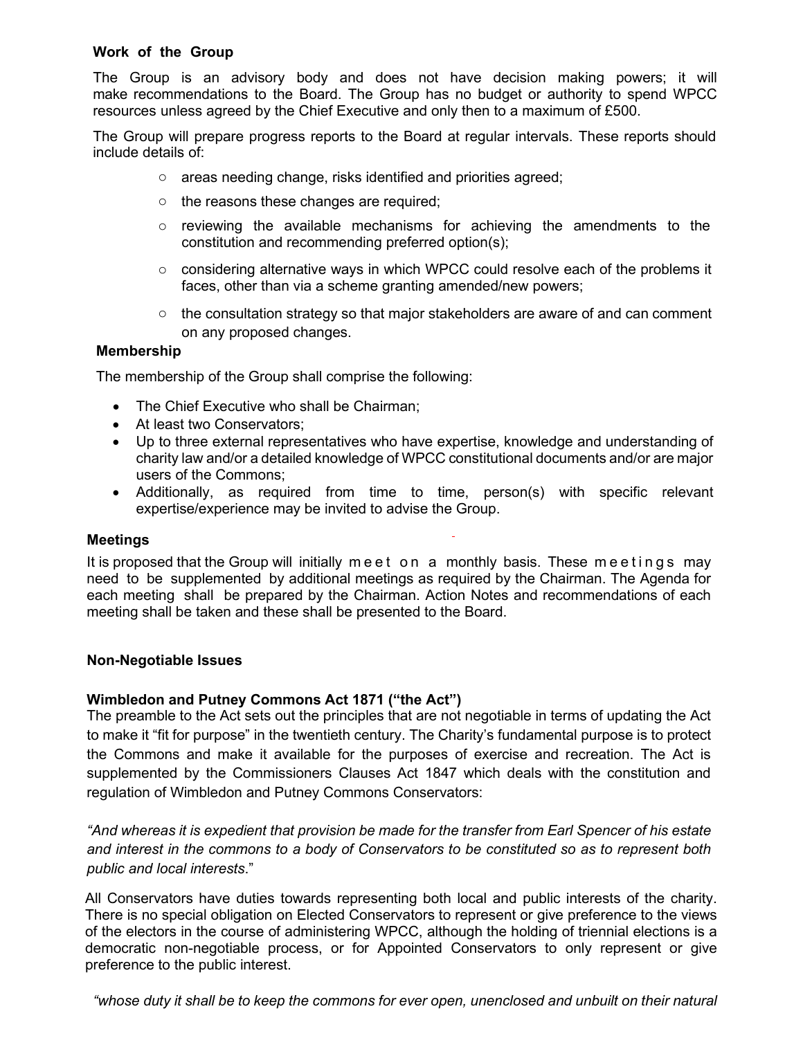**Work of the Group**

The Group is an advisory body and does not have decision making powers; it will make recommendations to the Board. The Group has no budget or authority to spend WPCC resources unless agreed by the Chief Executive and only then to a maximum of £500.

The Group will prepare progress reports to the Board at regular intervals. These reports should include details of:

- areas needing change, risks identified and priorities agreed;
- the reasons these changes are required;
- reviewing the available mechanisms for achieving the amendments to the constitution and recommending preferred option(s);
- considering alternative ways in which WPCC could resolve each of the problems it faces, other than via a scheme granting amended/new powers;
- the consultation strategy so that major stakeholders are aware of and can comment on any proposed changes.

**Membership**

The membership of the Group shall comprise the following:

- The Chief Executive who shall be Chairman;
- At least two Conservators;
- Up to three external representatives who have expertise, knowledge and understanding of charity law and/or a detailed knowledge of WPCC constitutional documents and/or are major users of the Commons;
- Additionally, as required from time to time, person(s) with specific relevant expertise/experience may be invited to advise the Group.

**Meetings**

It is proposed that the Group will initially meet on a monthly basis. These meetings may need to be supplemented by additional meetings as required by the Chairman. The Agenda for each meeting shall be prepared by the Chairman. Action Notes and recommendations of each meeting shall be taken and these shall be presented to the Board.

**Non-Negotiable Issues**

**Wimbledon and Putney Commons Act 1871 ("the Act")**

The preamble to the Act sets out the principles that are not negotiable in terms of updating the Act to make it "fit for purpose" in the twentieth century. The Charity's fundamental purpose is to protect the Commons and make it available for the purposes of exercise and recreation. The Act is supplemented by the Commissioners Clauses Act 1847 which deals with the constitution and regulation of Wimbledon and Putney Commons Conservators:

*"And whereas it is expedient that provision be made for the transfer from Earl Spencer of his estate and interest in the commons to a body of Conservators to be constituted so as to represent both public and local interests*."

All Conservators have duties towards representing both local and public interests of the charity. There is no special obligation on Elected Conservators to represent or give preference to the views of the electors in the course of administering WPCC, although the holding of triennial elections is a democratic non-negotiable process, or for Appointed Conservators to only represent or give preference to the public interest.

*"whose duty it shall be to keep the commons for ever open, unenclosed and unbuilt on their natural*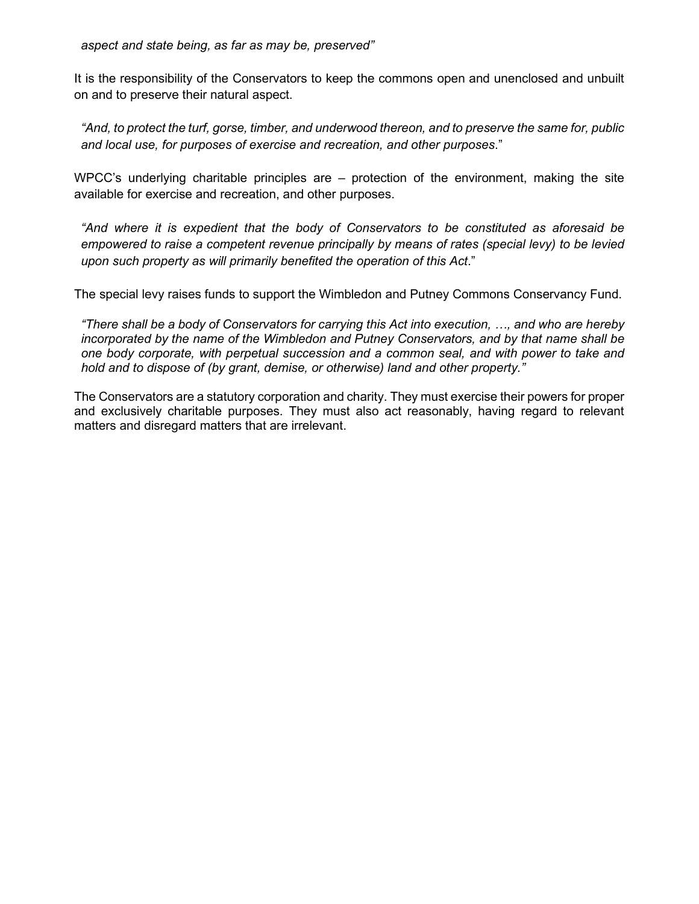*aspect and state being, as far as may be, preserved"*

It is the responsibility of the Conservators to keep the commons open and unenclosed and unbuilt on and to preserve their natural aspect.

*"And, to protect the turf, gorse, timber, and underwood thereon, and to preserve the same for, public and local use, for purposes of exercise and recreation, and other purposes*."

WPCC's underlying charitable principles are – protection of the environment, making the site available for exercise and recreation, and other purposes.

*"And where it is expedient that the body of Conservators to be constituted as aforesaid be empowered to raise a competent revenue principally by means of rates (special levy) to be levied upon such property as will primarily benefited the operation of this Act*."

The special levy raises funds to support the Wimbledon and Putney Commons Conservancy Fund.

*"There shall be a body of Conservators for carrying this Act into execution, …, and who are hereby incorporated by the name of the Wimbledon and Putney Conservators, and by that name shall be one body corporate, with perpetual succession and a common seal, and with power to take and hold and to dispose of (by grant, demise, or otherwise) land and other property."*

The Conservators are a statutory corporation and charity. They must exercise their powers for proper and exclusively charitable purposes. They must also act reasonably, having regard to relevant matters and disregard matters that are irrelevant.